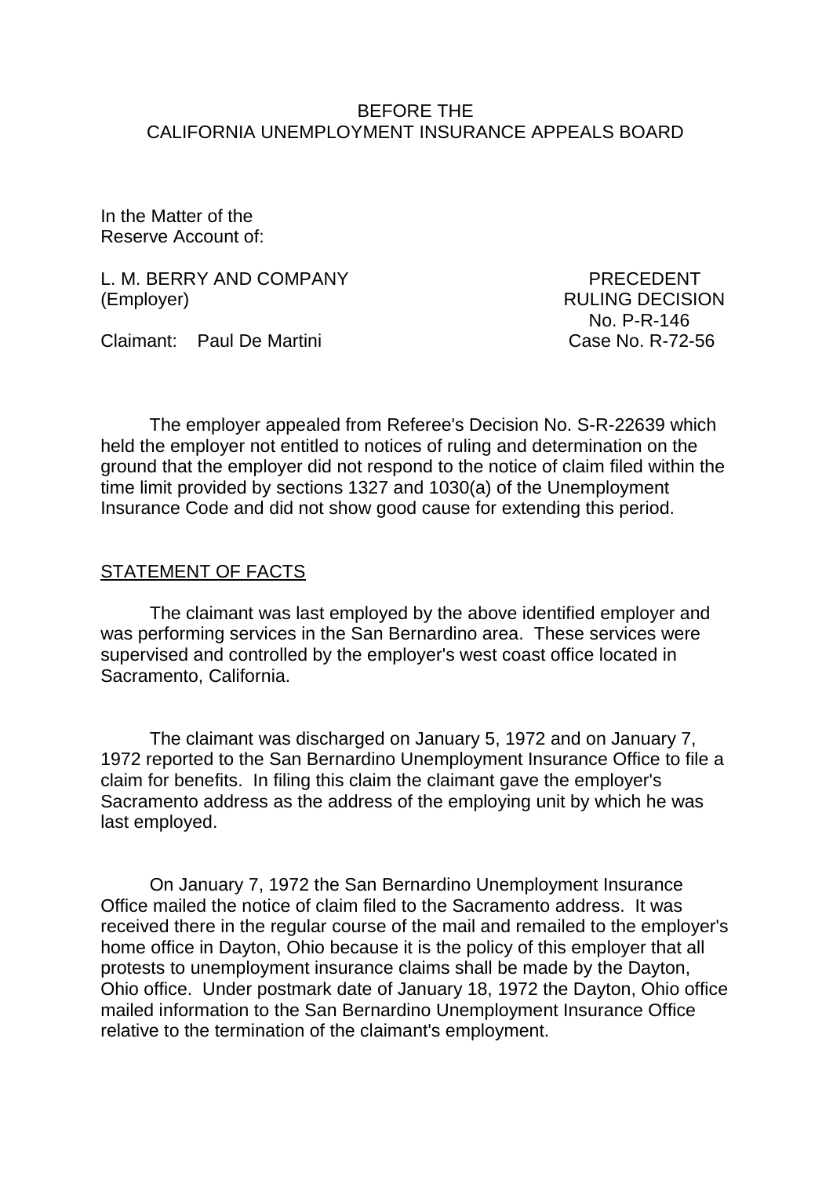BEFORE THE
CALIFORNIA UNEMPLOYMENT INSURANCE APPEALS BOARD

In the Matter of the
Reserve Account of:

L. M. BERRY AND COMPANY
(Employer)

PRECEDENT
RULING DECISION
No. P-R-146

Claimant: Paul De Martini

Case No. R-72-56

The employer appealed from Referee's Decision No. S-R-22639 which held the employer not entitled to notices of ruling and determination on the ground that the employer did not respond to the notice of claim filed within the time limit provided by sections 1327 and 1030(a) of the Unemployment Insurance Code and did not show good cause for extending this period.

## STATEMENT OF FACTS

The claimant was last employed by the above identified employer and was performing services in the San Bernardino area. These services were supervised and controlled by the employer's west coast office located in Sacramento, California.

The claimant was discharged on January 5, 1972 and on January 7, 1972 reported to the San Bernardino Unemployment Insurance Office to file a claim for benefits. In filing this claim the claimant gave the employer's Sacramento address as the address of the employing unit by which he was last employed.

On January 7, 1972 the San Bernardino Unemployment Insurance Office mailed the notice of claim filed to the Sacramento address. It was received there in the regular course of the mail and remailed to the employer's home office in Dayton, Ohio because it is the policy of this employer that all protests to unemployment insurance claims shall be made by the Dayton, Ohio office. Under postmark date of January 18, 1972 the Dayton, Ohio office mailed information to the San Bernardino Unemployment Insurance Office relative to the termination of the claimant's employment.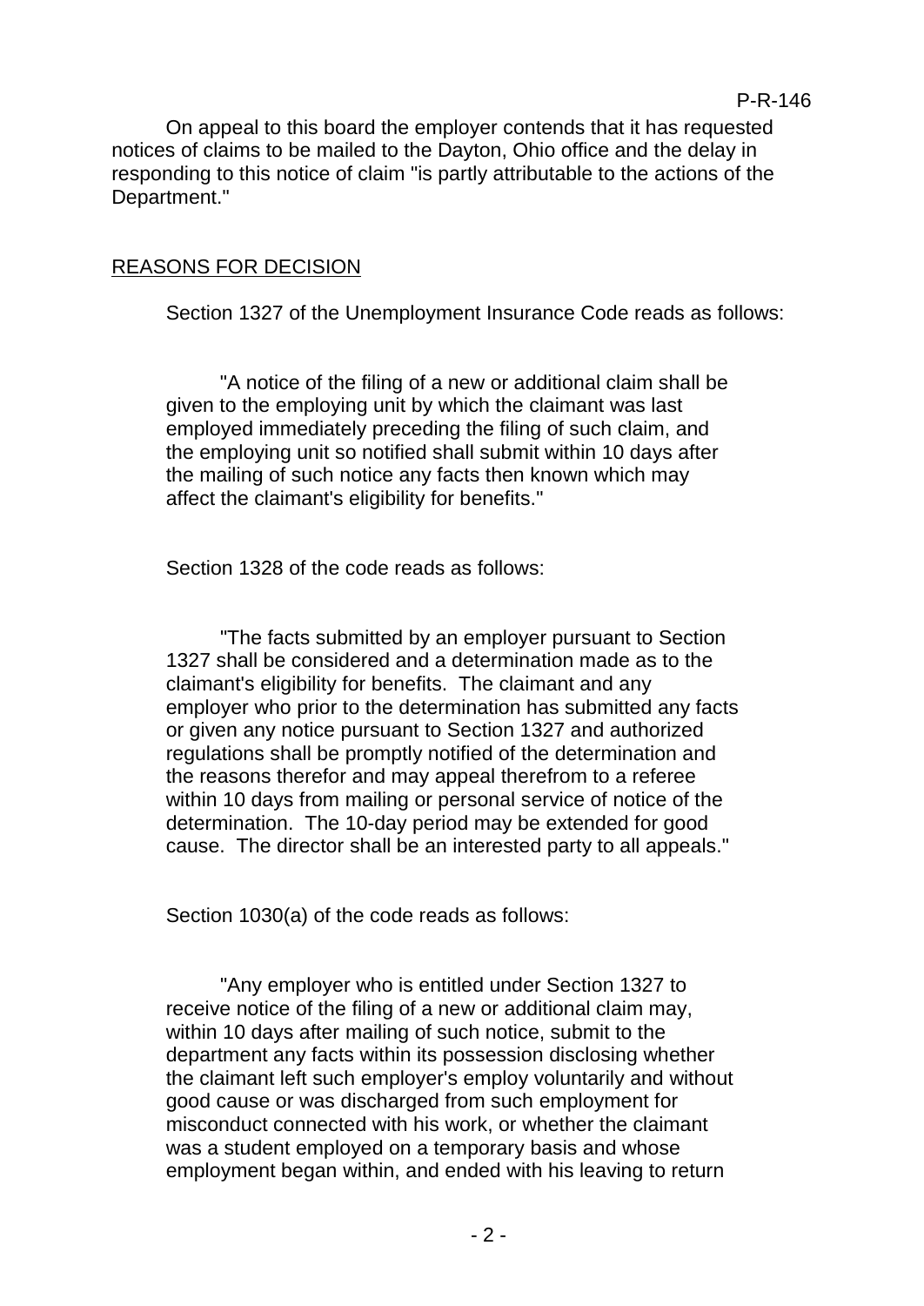On appeal to this board the employer contends that it has requested notices of claims to be mailed to the Dayton, Ohio office and the delay in responding to this notice of claim "is partly attributable to the actions of the Department."

## REASONS FOR DECISION

Section 1327 of the Unemployment Insurance Code reads as follows:

> "A notice of the filing of a new or additional claim shall be given to the employing unit by which the claimant was last employed immediately preceding the filing of such claim, and the employing unit so notified shall submit within 10 days after the mailing of such notice any facts then known which may affect the claimant's eligibility for benefits."

Section 1328 of the code reads as follows:

> "The facts submitted by an employer pursuant to Section 1327 shall be considered and a determination made as to the claimant's eligibility for benefits. The claimant and any employer who prior to the determination has submitted any facts or given any notice pursuant to Section 1327 and authorized regulations shall be promptly notified of the determination and the reasons therefor and may appeal therefrom to a referee within 10 days from mailing or personal service of notice of the determination. The 10-day period may be extended for good cause. The director shall be an interested party to all appeals."

Section 1030(a) of the code reads as follows:

> "Any employer who is entitled under Section 1327 to receive notice of the filing of a new or additional claim may, within 10 days after mailing of such notice, submit to the department any facts within its possession disclosing whether the claimant left such employer's employ voluntarily and without good cause or was discharged from such employment for misconduct connected with his work, or whether the claimant was a student employed on a temporary basis and whose employment began within, and ended with his leaving to return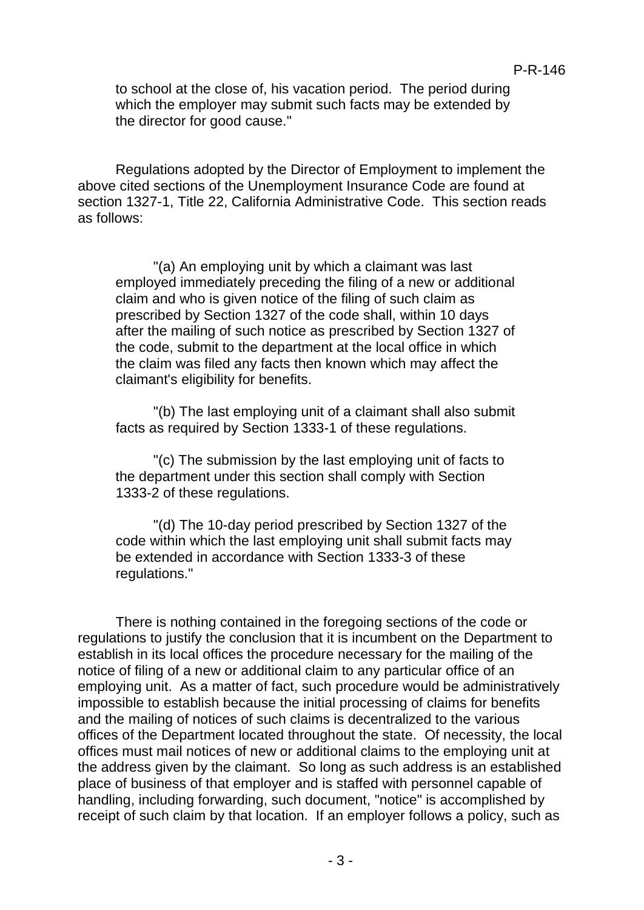to school at the close of, his vacation period. The period during which the employer may submit such facts may be extended by the director for good cause."

Regulations adopted by the Director of Employment to implement the above cited sections of the Unemployment Insurance Code are found at section 1327-1, Title 22, California Administrative Code. This section reads as follows:

> "(a) An employing unit by which a claimant was last employed immediately preceding the filing of a new or additional claim and who is given notice of the filing of such claim as prescribed by Section 1327 of the code shall, within 10 days after the mailing of such notice as prescribed by Section 1327 of the code, submit to the department at the local office in which the claim was filed any facts then known which may affect the claimant's eligibility for benefits.
>
> "(b) The last employing unit of a claimant shall also submit facts as required by Section 1333-1 of these regulations.
>
> "(c) The submission by the last employing unit of facts to the department under this section shall comply with Section 1333-2 of these regulations.
>
> "(d) The 10-day period prescribed by Section 1327 of the code within which the last employing unit shall submit facts may be extended in accordance with Section 1333-3 of these regulations."

There is nothing contained in the foregoing sections of the code or regulations to justify the conclusion that it is incumbent on the Department to establish in its local offices the procedure necessary for the mailing of the notice of filing of a new or additional claim to any particular office of an employing unit. As a matter of fact, such procedure would be administratively impossible to establish because the initial processing of claims for benefits and the mailing of notices of such claims is decentralized to the various offices of the Department located throughout the state. Of necessity, the local offices must mail notices of new or additional claims to the employing unit at the address given by the claimant. So long as such address is an established place of business of that employer and is staffed with personnel capable of handling, including forwarding, such document, "notice" is accomplished by receipt of such claim by that location. If an employer follows a policy, such as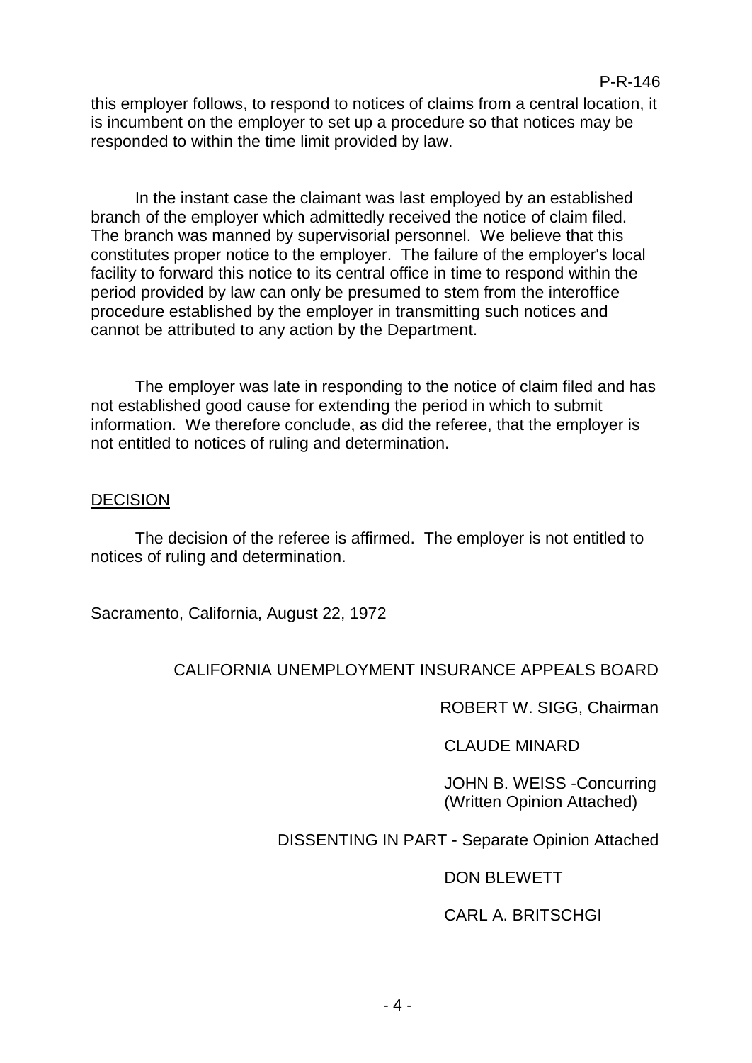this employer follows, to respond to notices of claims from a central location, it is incumbent on the employer to set up a procedure so that notices may be responded to within the time limit provided by law.

In the instant case the claimant was last employed by an established branch of the employer which admittedly received the notice of claim filed. The branch was manned by supervisorial personnel. We believe that this constitutes proper notice to the employer. The failure of the employer's local facility to forward this notice to its central office in time to respond within the period provided by law can only be presumed to stem from the interoffice procedure established by the employer in transmitting such notices and cannot be attributed to any action by the Department.

The employer was late in responding to the notice of claim filed and has not established good cause for extending the period in which to submit information. We therefore conclude, as did the referee, that the employer is not entitled to notices of ruling and determination.

DECISION

The decision of the referee is affirmed. The employer is not entitled to notices of ruling and determination.

Sacramento, California, August 22, 1972

CALIFORNIA UNEMPLOYMENT INSURANCE APPEALS BOARD

ROBERT W. SIGG, Chairman

CLAUDE MINARD

JOHN B. WEISS -Concurring (Written Opinion Attached)

DISSENTING IN PART - Separate Opinion Attached

DON BLEWETT

CARL A. BRITSCHGI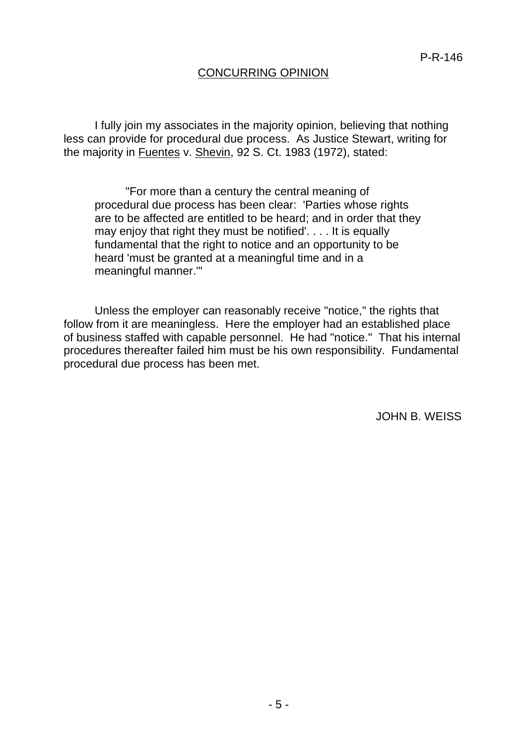P-R-146

## CONCURRING OPINION

I fully join my associates in the majority opinion, believing that nothing less can provide for procedural due process. As Justice Stewart, writing for the majority in Fuentes v. Shevin, 92 S. Ct. 1983 (1972), stated:

> "For more than a century the central meaning of procedural due process has been clear: 'Parties whose rights are to be affected are entitled to be heard; and in order that they may enjoy that right they must be notified'. . . . It is equally fundamental that the right to notice and an opportunity to be heard 'must be granted at a meaningful time and in a meaningful manner.'"

Unless the employer can reasonably receive "notice," the rights that follow from it are meaningless. Here the employer had an established place of business staffed with capable personnel. He had "notice." That his internal procedures thereafter failed him must be his own responsibility. Fundamental procedural due process has been met.

JOHN B. WEISS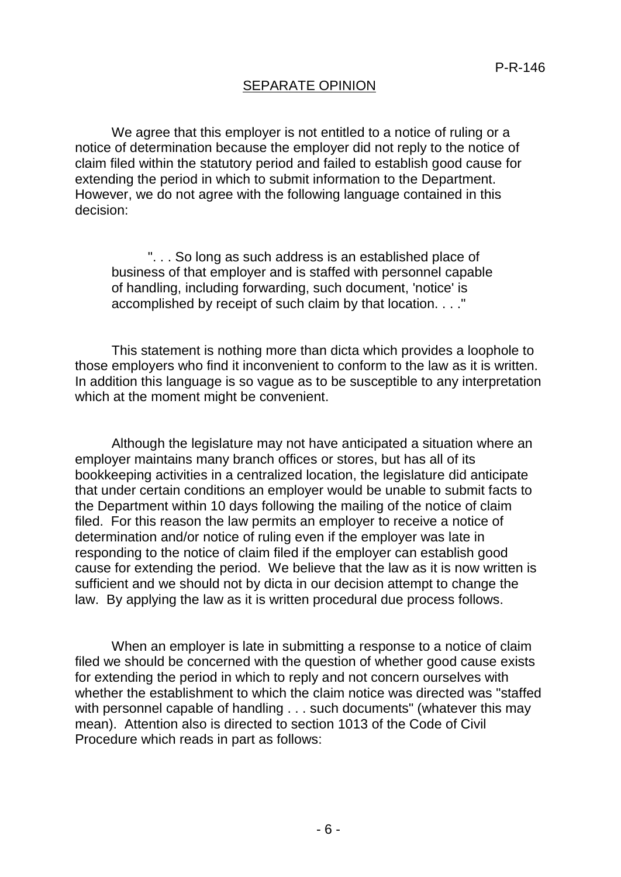## SEPARATE OPINION

We agree that this employer is not entitled to a notice of ruling or a notice of determination because the employer did not reply to the notice of claim filed within the statutory period and failed to establish good cause for extending the period in which to submit information to the Department. However, we do not agree with the following language contained in this decision:

> ". . . So long as such address is an established place of business of that employer and is staffed with personnel capable of handling, including forwarding, such document, 'notice' is accomplished by receipt of such claim by that location. . . ."

This statement is nothing more than dicta which provides a loophole to those employers who find it inconvenient to conform to the law as it is written. In addition this language is so vague as to be susceptible to any interpretation which at the moment might be convenient.

Although the legislature may not have anticipated a situation where an employer maintains many branch offices or stores, but has all of its bookkeeping activities in a centralized location, the legislature did anticipate that under certain conditions an employer would be unable to submit facts to the Department within 10 days following the mailing of the notice of claim filed. For this reason the law permits an employer to receive a notice of determination and/or notice of ruling even if the employer was late in responding to the notice of claim filed if the employer can establish good cause for extending the period. We believe that the law as it is now written is sufficient and we should not by dicta in our decision attempt to change the law. By applying the law as it is written procedural due process follows.

When an employer is late in submitting a response to a notice of claim filed we should be concerned with the question of whether good cause exists for extending the period in which to reply and not concern ourselves with whether the establishment to which the claim notice was directed was "staffed with personnel capable of handling . . . such documents" (whatever this may mean). Attention also is directed to section 1013 of the Code of Civil Procedure which reads in part as follows: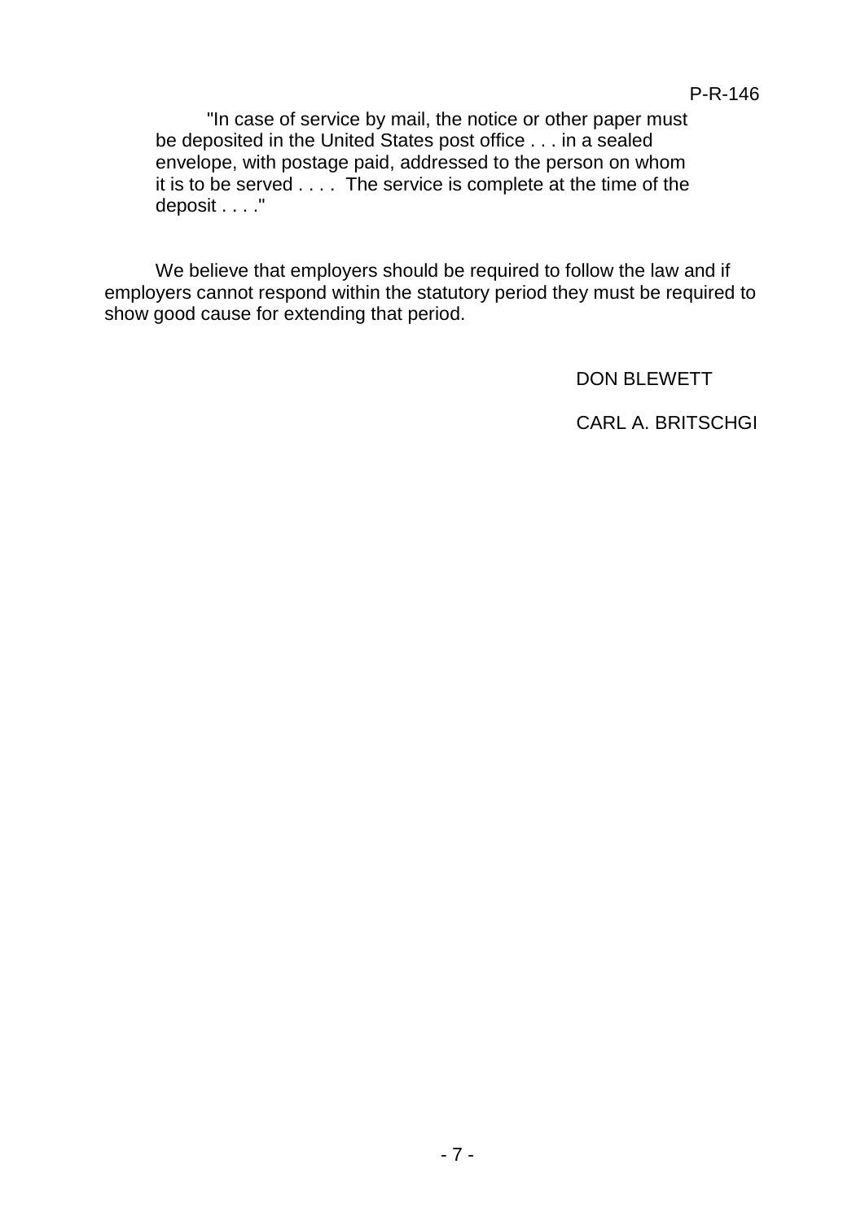> "In case of service by mail, the notice or other paper must be deposited in the United States post office . . . in a sealed envelope, with postage paid, addressed to the person on whom it is to be served . . . . The service is complete at the time of the deposit . . . ."

We believe that employers should be required to follow the law and if employers cannot respond within the statutory period they must be required to show good cause for extending that period.

DON BLEWETT

CARL A. BRITSCHGI